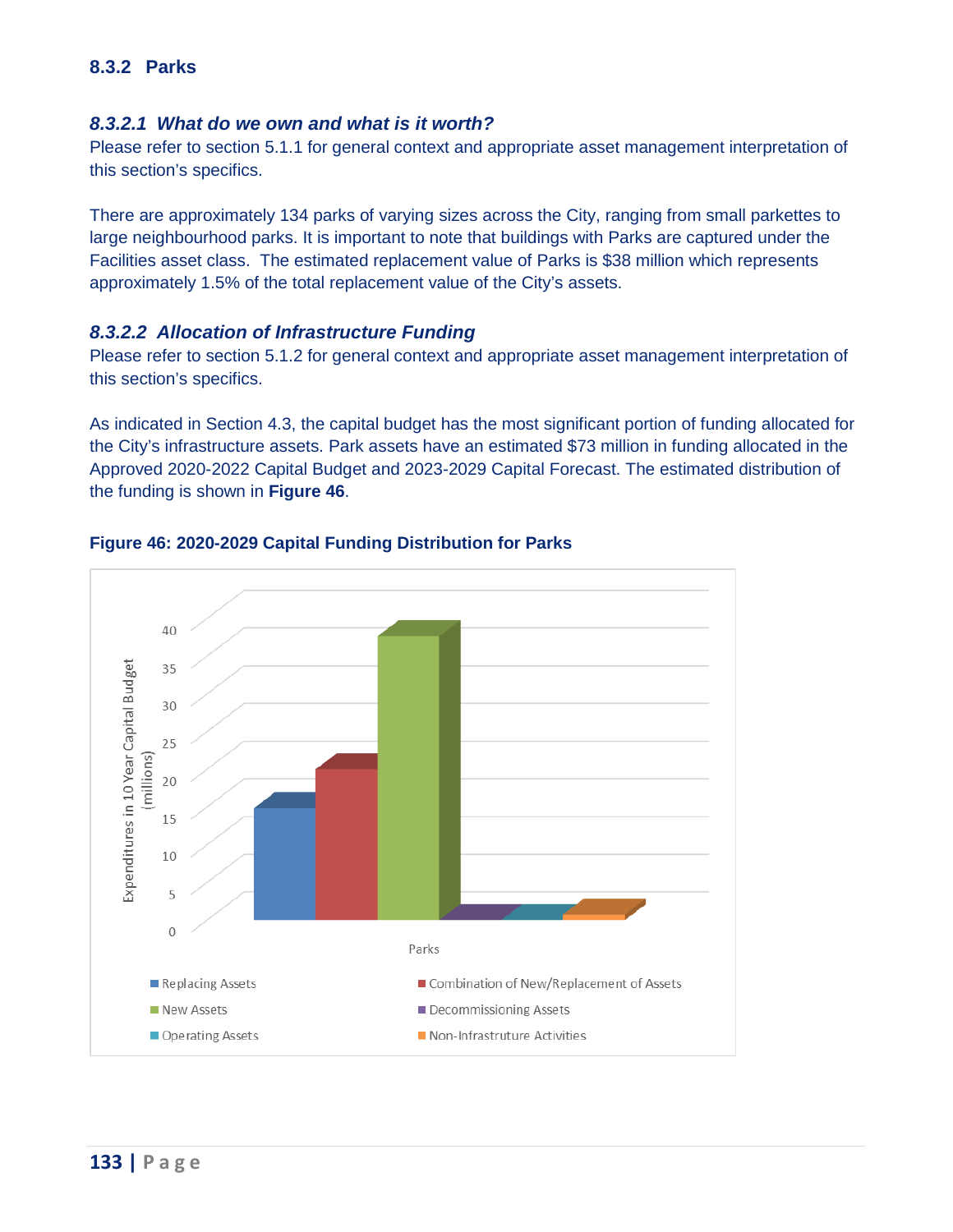### 8.3.2 Parks

#### *8.3.2.1 What do we own and what is it worth?*

Please refer to section 5.1.1 for general context and appropriate asset management interpretation of this section's specifics.

There are approximately 134 parks of varying sizes across the City, ranging from small parkettes to large neighbourhood parks. It is important to note that buildings with Parks are captured under the Facilities asset class. The estimated replacement value of Parks is $38 million which represents approximately 1.5% of the total replacement value of the City's assets.

#### *8.3.2.2 Allocation of Infrastructure Funding*

Please refer to section 5.1.2 for general context and appropriate asset management interpretation of this section's specifics.

As indicated in Section 4.3, the capital budget has the most significant portion of funding allocated for the City's infrastructure assets. Park assets have an estimated $73 million in funding allocated in the Approved 2020-2022 Capital Budget and 2023-2029 Capital Forecast. The estimated distribution of the funding is shown in **Figure 46**.

**Figure 46: 2020-2029 Capital Funding Distribution for Parks**

Expenditures in 10 Year Capital Budget (millions)

Parks

- Replacing Assets
- Combination of New/Replacement of Assets
- New Assets
- Decommissioning Assets
- Operating Assets
- Non-Infrastruture Activities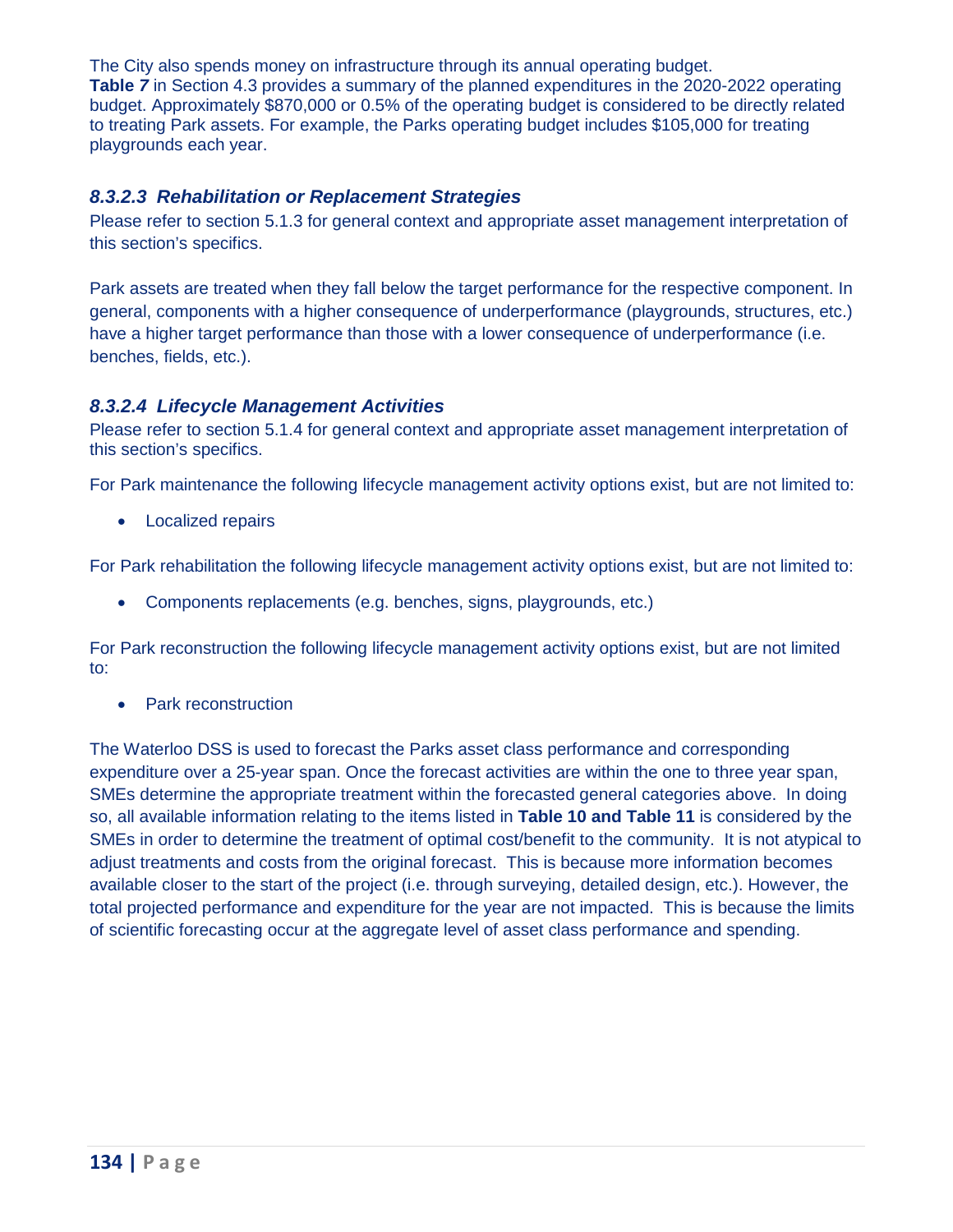The City also spends money on infrastructure through its annual operating budget. **Table *7*** in Section 4.3 provides a summary of the planned expenditures in the 2020-2022 operating budget. Approximately $870,000 or 0.5% of the operating budget is considered to be directly related to treating Park assets. For example, the Parks operating budget includes $105,000 for treating playgrounds each year.

#### *8.3.2.3 Rehabilitation or Replacement Strategies*

Please refer to section 5.1.3 for general context and appropriate asset management interpretation of this section's specifics.

Park assets are treated when they fall below the target performance for the respective component. In general, components with a higher consequence of underperformance (playgrounds, structures, etc.) have a higher target performance than those with a lower consequence of underperformance (i.e. benches, fields, etc.).

#### *8.3.2.4 Lifecycle Management Activities*

Please refer to section 5.1.4 for general context and appropriate asset management interpretation of this section's specifics.

For Park maintenance the following lifecycle management activity options exist, but are not limited to:

- Localized repairs

For Park rehabilitation the following lifecycle management activity options exist, but are not limited to:

- Components replacements (e.g. benches, signs, playgrounds, etc.)

For Park reconstruction the following lifecycle management activity options exist, but are not limited to:

- Park reconstruction

The Waterloo DSS is used to forecast the Parks asset class performance and corresponding expenditure over a 25-year span. Once the forecast activities are within the one to three year span, SMEs determine the appropriate treatment within the forecasted general categories above. In doing so, all available information relating to the items listed in **Table 10 and Table 11** is considered by the SMEs in order to determine the treatment of optimal cost/benefit to the community. It is not atypical to adjust treatments and costs from the original forecast. This is because more information becomes available closer to the start of the project (i.e. through surveying, detailed design, etc.). However, the total projected performance and expenditure for the year are not impacted. This is because the limits of scientific forecasting occur at the aggregate level of asset class performance and spending.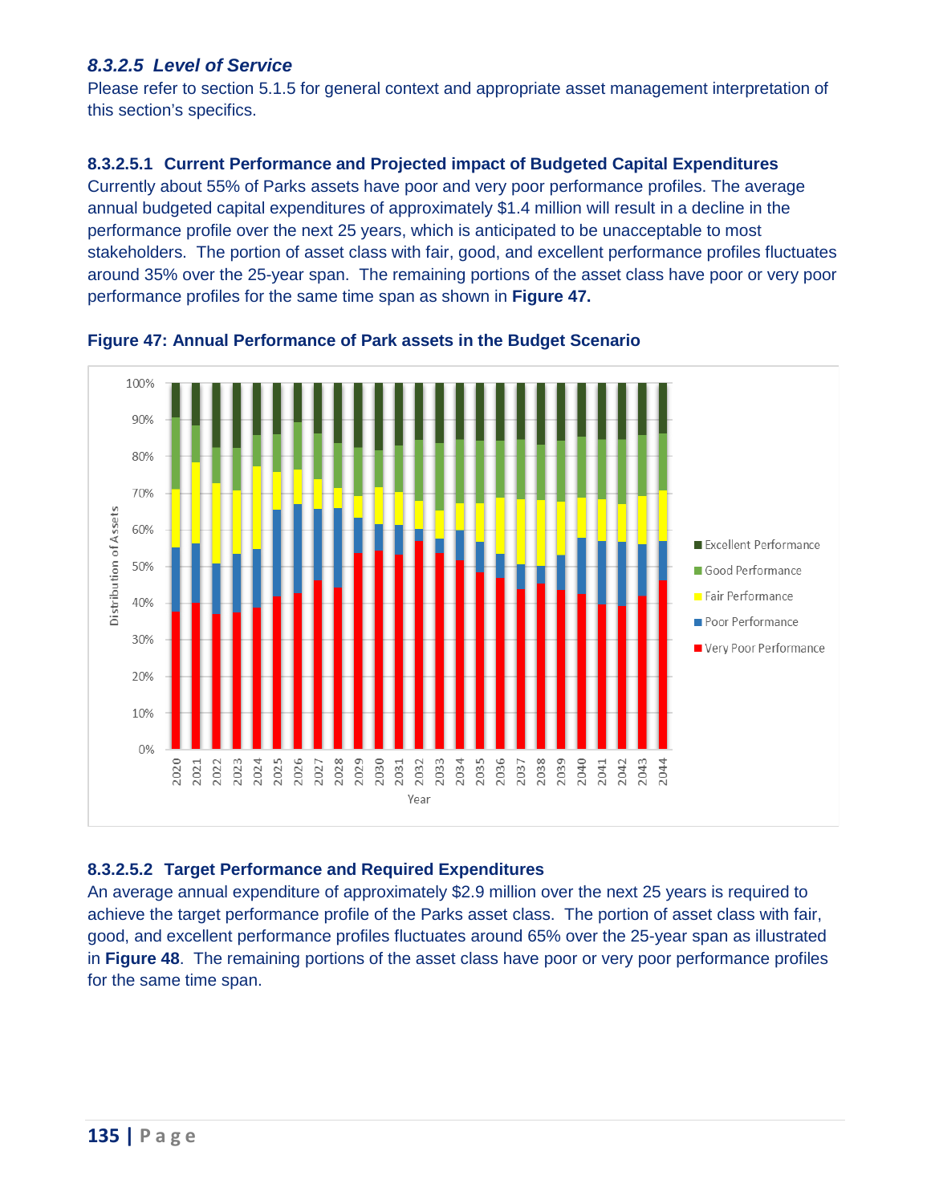### *8.3.2.5 Level of Service*

Please refer to section 5.1.5 for general context and appropriate asset management interpretation of this section's specifics.

#### 8.3.2.5.1 Current Performance and Projected impact of Budgeted Capital Expenditures

Currently about 55% of Parks assets have poor and very poor performance profiles. The average annual budgeted capital expenditures of approximately $1.4 million will result in a decline in the performance profile over the next 25 years, which is anticipated to be unacceptable to most stakeholders. The portion of asset class with fair, good, and excellent performance profiles fluctuates around 35% over the 25-year span. The remaining portions of the asset class have poor or very poor performance profiles for the same time span as shown in **Figure 47.**

**Figure 47: Annual Performance of Park assets in the Budget Scenario**

#### 8.3.2.5.2 Target Performance and Required Expenditures

An average annual expenditure of approximately $2.9 million over the next 25 years is required to achieve the target performance profile of the Parks asset class. The portion of asset class with fair, good, and excellent performance profiles fluctuates around 65% over the 25-year span as illustrated in **Figure 48**. The remaining portions of the asset class have poor or very poor performance profiles for the same time span.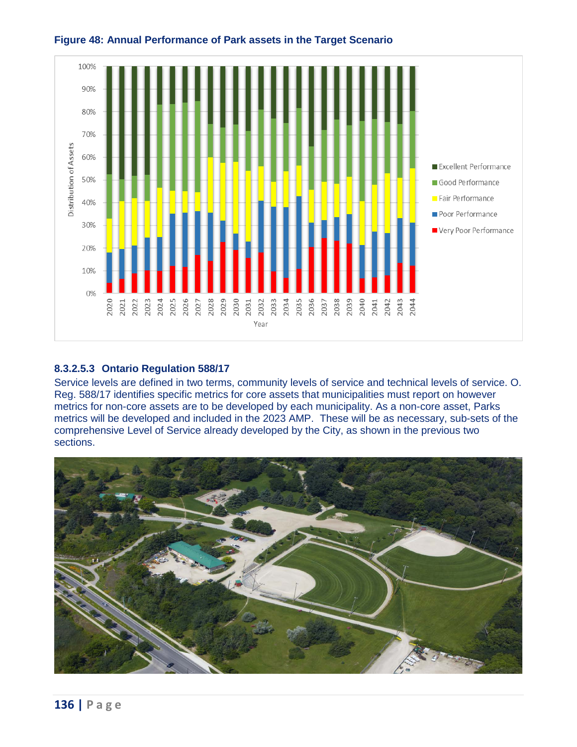**Figure 48: Annual Performance of Park assets in the Target Scenario**

#### 8.3.2.5.3 Ontario Regulation 588/17

Service levels are defined in two terms, community levels of service and technical levels of service. O. Reg. 588/17 identifies specific metrics for core assets that municipalities must report on however metrics for non-core assets are to be developed by each municipality. As a non-core asset, Parks metrics will be developed and included in the 2023 AMP. These will be as necessary, sub-sets of the comprehensive Level of Service already developed by the City, as shown in the previous two sections.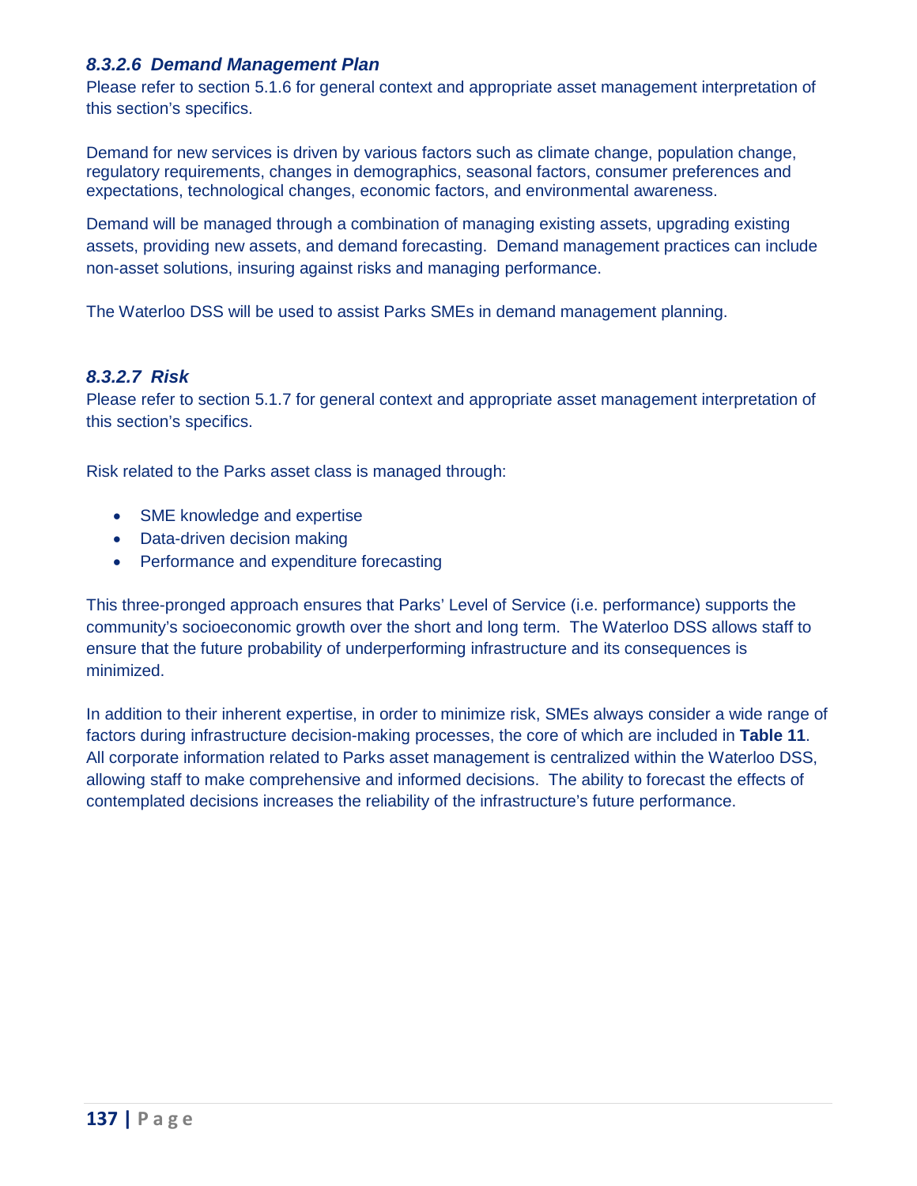#### *8.3.2.6 Demand Management Plan*

Please refer to section 5.1.6 for general context and appropriate asset management interpretation of this section's specifics.

Demand for new services is driven by various factors such as climate change, population change, regulatory requirements, changes in demographics, seasonal factors, consumer preferences and expectations, technological changes, economic factors, and environmental awareness.

Demand will be managed through a combination of managing existing assets, upgrading existing assets, providing new assets, and demand forecasting. Demand management practices can include non-asset solutions, insuring against risks and managing performance.

The Waterloo DSS will be used to assist Parks SMEs in demand management planning.

#### *8.3.2.7 Risk*

Please refer to section 5.1.7 for general context and appropriate asset management interpretation of this section's specifics.

Risk related to the Parks asset class is managed through:

- SME knowledge and expertise
- Data-driven decision making
- Performance and expenditure forecasting

This three-pronged approach ensures that Parks' Level of Service (i.e. performance) supports the community's socioeconomic growth over the short and long term. The Waterloo DSS allows staff to ensure that the future probability of underperforming infrastructure and its consequences is minimized.

In addition to their inherent expertise, in order to minimize risk, SMEs always consider a wide range of factors during infrastructure decision-making processes, the core of which are included in **Table 11**. All corporate information related to Parks asset management is centralized within the Waterloo DSS, allowing staff to make comprehensive and informed decisions. The ability to forecast the effects of contemplated decisions increases the reliability of the infrastructure's future performance.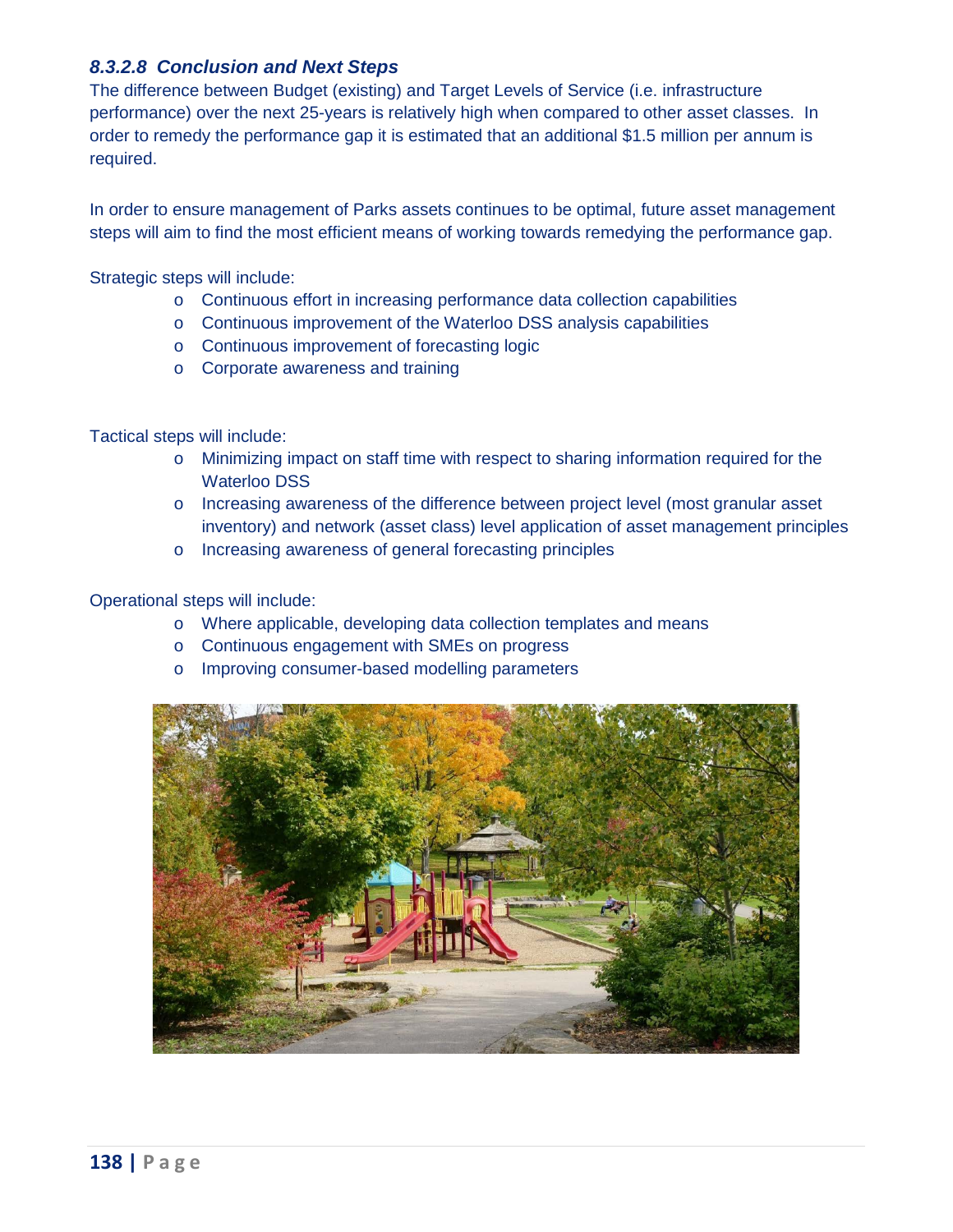#### *8.3.2.8 Conclusion and Next Steps*

The difference between Budget (existing) and Target Levels of Service (i.e. infrastructure performance) over the next 25-years is relatively high when compared to other asset classes. In order to remedy the performance gap it is estimated that an additional $1.5 million per annum is required.

In order to ensure management of Parks assets continues to be optimal, future asset management steps will aim to find the most efficient means of working towards remedying the performance gap.

Strategic steps will include:

- Continuous effort in increasing performance data collection capabilities
- Continuous improvement of the Waterloo DSS analysis capabilities
- Continuous improvement of forecasting logic
- Corporate awareness and training

Tactical steps will include:

- Minimizing impact on staff time with respect to sharing information required for the Waterloo DSS
- Increasing awareness of the difference between project level (most granular asset inventory) and network (asset class) level application of asset management principles
- Increasing awareness of general forecasting principles

Operational steps will include:

- Where applicable, developing data collection templates and means
- Continuous engagement with SMEs on progress
- Improving consumer-based modelling parameters